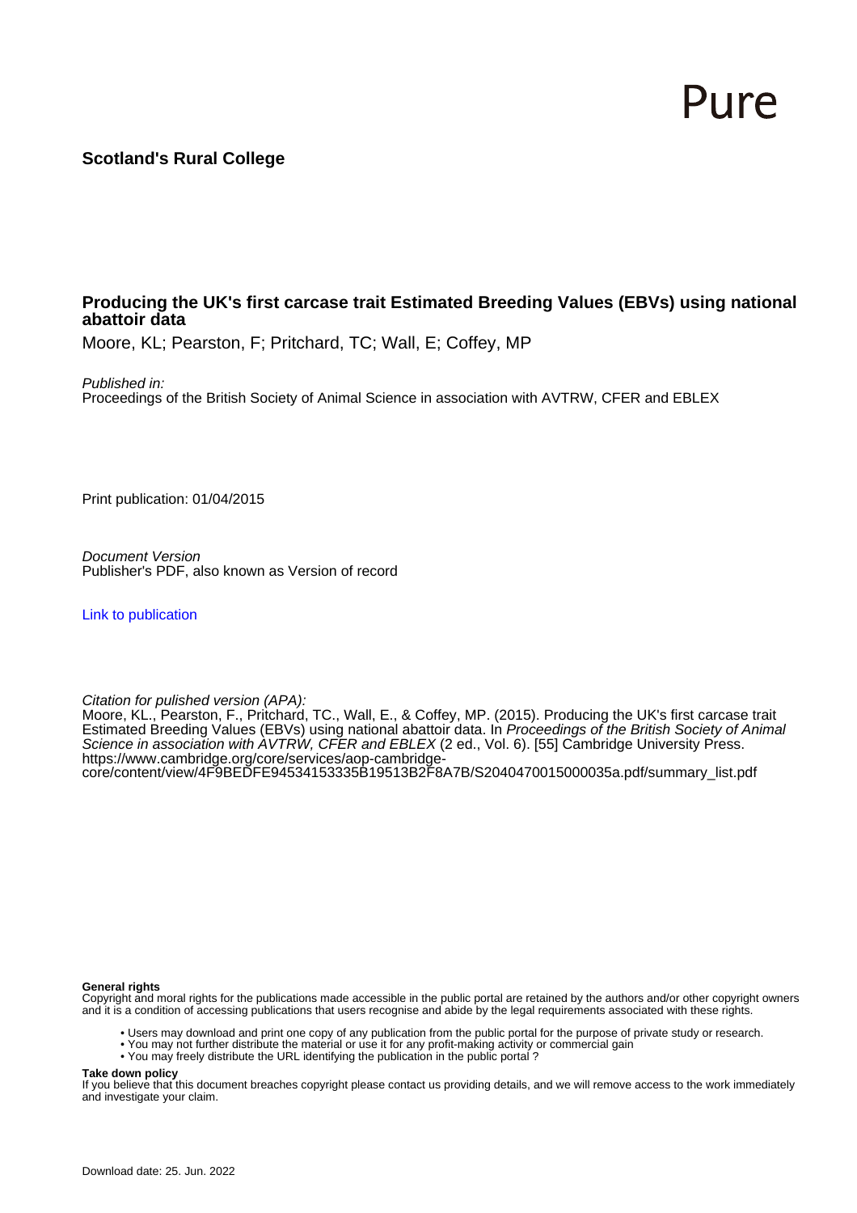Pure

**Scotland's Rural College**

# Producing the UK's first carcase trait Estimated Breeding Values (EBVs) using national abattoir data

Moore, KL; Pearston, F; Pritchard, TC; Wall, E; Coffey, MP

*Published in:*
Proceedings of the British Society of Animal Science in association with AVTRW, CFER and EBLEX

Print publication: 01/04/2015

*Document Version*
Publisher's PDF, also known as Version of record

Link to publication

*Citation for pulished version (APA):*
Moore, KL., Pearston, F., Pritchard, TC., Wall, E., & Coffey, MP. (2015). Producing the UK's first carcase trait Estimated Breeding Values (EBVs) using national abattoir data. In *Proceedings of the British Society of Animal Science in association with AVTRW, CFER and EBLEX* (2 ed., Vol. 6). [55] Cambridge University Press. https://www.cambridge.org/core/services/aop-cambridge-core/content/view/4F9BEDFE94534153335B19513B2F8A7B/S2040470015000035a.pdf/summary_list.pdf

**General rights**
Copyright and moral rights for the publications made accessible in the public portal are retained by the authors and/or other copyright owners and it is a condition of accessing publications that users recognise and abide by the legal requirements associated with these rights.

- Users may download and print one copy of any publication from the public portal for the purpose of private study or research.
- You may not further distribute the material or use it for any profit-making activity or commercial gain
- You may freely distribute the URL identifying the publication in the public portal ?

**Take down policy**
If you believe that this document breaches copyright please contact us providing details, and we will remove access to the work immediately and investigate your claim.

Download date: 25. Jun. 2022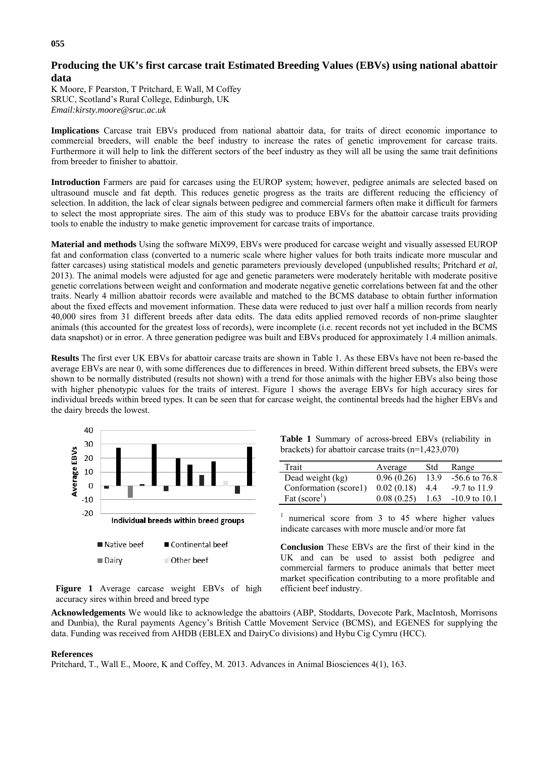055

# Producing the UK's first carcase trait Estimated Breeding Values (EBVs) using national abattoir data

K Moore, F Pearston, T Pritchard, E Wall, M Coffey
SRUC, Scotland's Rural College, Edinburgh, UK
*Email:kirsty.moore@sruc.ac.uk*

**Implications** Carcase trait EBVs produced from national abattoir data, for traits of direct economic importance to commercial breeders, will enable the beef industry to increase the rates of genetic improvement for carcase traits. Furthermore it will help to link the different sectors of the beef industry as they will all be using the same trait definitions from breeder to finisher to abattoir.

**Introduction** Farmers are paid for carcases using the EUROP system; however, pedigree animals are selected based on ultrasound muscle and fat depth. This reduces genetic progress as the traits are different reducing the efficiency of selection. In addition, the lack of clear signals between pedigree and commercial farmers often make it difficult for farmers to select the most appropriate sires. The aim of this study was to produce EBVs for the abattoir carcase traits providing tools to enable the industry to make genetic improvement for carcase traits of importance.

**Material and methods** Using the software MiX99, EBVs were produced for carcase weight and visually assessed EUROP fat and conformation class (converted to a numeric scale where higher values for both traits indicate more muscular and fatter carcases) using statistical models and genetic parameters previously developed (unpublished results; Pritchard *et al*, 2013). The animal models were adjusted for age and genetic parameters were moderately heritable with moderate positive genetic correlations between weight and conformation and moderate negative genetic correlations between fat and the other traits. Nearly 4 million abattoir records were available and matched to the BCMS database to obtain further information about the fixed effects and movement information. These data were reduced to just over half a million records from nearly 40,000 sires from 31 different breeds after data edits. The data edits applied removed records of non-prime slaughter animals (this accounted for the greatest loss of records), were incomplete (i.e. recent records not yet included in the BCMS data snapshot) or in error. A three generation pedigree was built and EBVs produced for approximately 1.4 million animals.

**Results** The first ever UK EBVs for abattoir carcase traits are shown in Table 1. As these EBVs have not been re-based the average EBVs are near 0, with some differences due to differences in breed. Within different breed subsets, the EBVs were shown to be normally distributed (results not shown) with a trend for those animals with the higher EBVs also being those with higher phenotypic values for the traits of interest. Figure 1 shows the average EBVs for high accuracy sires for individual breeds within breed types. It can be seen that for carcase weight, the continental breeds had the higher EBVs and the dairy breeds the lowest.

Average EBVs
40
30
20
10
0
-10
-20
Individual breeds within breed groups
Native beef
Continental beef
Dairy
Other beef

**Figure 1** Average carcase weight EBVs of high accuracy sires within breed and breed type

**Table 1** Summary of across-breed EBVs (reliability in brackets) for abattoir carcase traits (n=1,423,070)

| Trait | Average | Std | Range |
|---|---|---|---|
| Dead weight (kg) | 0.96 (0.26) | 13.9 | -56.6 to 76.8 |
| Conformation (score1) | 0.02 (0.18) | 4.4 | -9.7 to 11.9 |
| Fat (score[1]) | 0.08 (0.25) | 1.63 | -10.9 to 10.1 |

[1] numerical score from 3 to 45 where higher values indicate carcases with more muscle and/or more fat

**Conclusion** These EBVs are the first of their kind in the UK and can be used to assist both pedigree and commercial farmers to produce animals that better meet market specification contributing to a more profitable and efficient beef industry.

**Acknowledgements** We would like to acknowledge the abattoirs (ABP, Stoddarts, Dovecote Park, MacIntosh, Morrisons and Dunbia), the Rural payments Agency's British Cattle Movement Service (BCMS), and EGENES for supplying the data. Funding was received from AHDB (EBLEX and DairyCo divisions) and Hybu Cig Cymru (HCC).

## References

Pritchard, T., Wall E., Moore, K and Coffey, M. 2013. Advances in Animal Biosciences 4(1), 163.